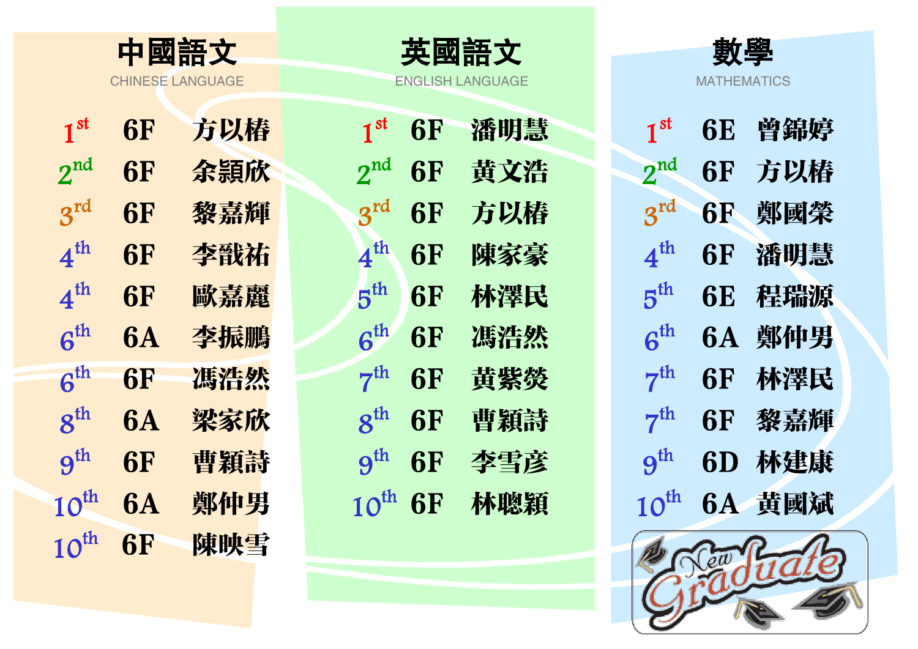## 中國語文

CHINESE LANGUAGE

| 名次 | 班別 | 姓名 |
|---|---|---|
| 1st | 6F | 方以椿 |
| 2nd | 6F | 余頴欣 |
| 3rd | 6F | 黎嘉輝 |
| 4th | 6F | 李戩祐 |
| 4th | 6F | 歐嘉麗 |
| 6th | 6A | 李振鵬 |
| 6th | 6F | 馮浩然 |
| 8th | 6A | 梁家欣 |
| 9th | 6F | 曹穎詩 |
| 10th | 6A | 鄭仲男 |
| 10th | 6F | 陳映雪 |

## 英國語文

ENGLISH LANGUAGE

| 名次 | 班別 | 姓名 |
|---|---|---|
| 1st | 6F | 潘明慧 |
| 2nd | 6F | 黃文浩 |
| 3rd | 6F | 方以椿 |
| 4th | 6F | 陳家豪 |
| 5th | 6F | 林澤民 |
| 6th | 6F | 馮浩然 |
| 7th | 6F | 黃紫熒 |
| 8th | 6F | 曹穎詩 |
| 9th | 6F | 李雪彥 |
| 10th | 6F | 林聰穎 |

## 數學

MATHEMATICS

| 名次 | 班別 | 姓名 |
|---|---|---|
| 1st | 6E | 曾錦婷 |
| 2nd | 6F | 方以椿 |
| 3rd | 6F | 鄭國榮 |
| 4th | 6F | 潘明慧 |
| 5th | 6E | 程瑞源 |
| 6th | 6A | 鄭仲男 |
| 7th | 6F | 林澤民 |
| 7th | 6F | 黎嘉輝 |
| 9th | 6D | 林建康 |
| 10th | 6A | 黃國斌 |

New Graduate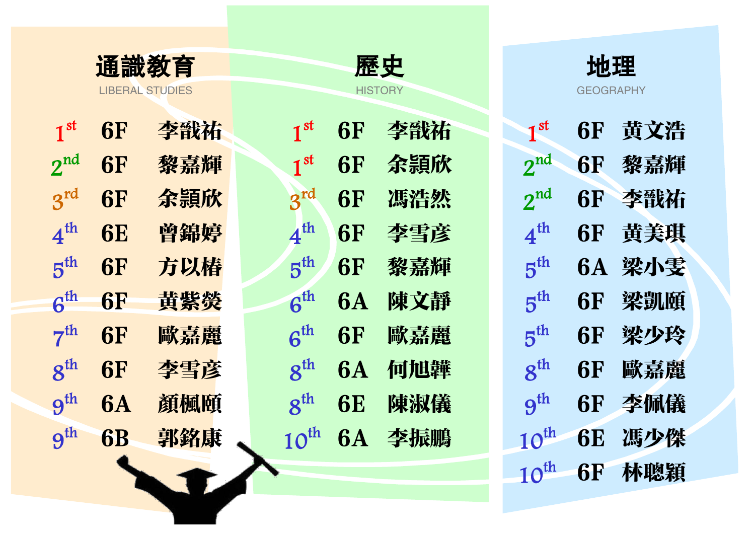## 通識教育
LIBERAL STUDIES

| 名次 | 班別 | 姓名 |
|---|---|---|
| 1st | 6F | 李戩祐 |
| 2nd | 6F | 黎嘉輝 |
| 3rd | 6F | 余潁欣 |
| 4th | 6E | 曾錦婷 |
| 5th | 6F | 方以椿 |
| 6th | 6F | 黃紫熒 |
| 7th | 6F | 歐嘉麗 |
| 8th | 6F | 李雪彥 |
| 9th | 6A | 顏楓頤 |
| 9th | 6B | 郭銘康 |

## 歷史
HISTORY

| 名次 | 班別 | 姓名 |
|---|---|---|
| 1st | 6F | 李戩祐 |
| 1st | 6F | 余潁欣 |
| 3rd | 6F | 馮浩然 |
| 4th | 6F | 李雪彥 |
| 5th | 6F | 黎嘉輝 |
| 6th | 6A | 陳文靜 |
| 6th | 6F | 歐嘉麗 |
| 8th | 6A | 何旭韡 |
| 8th | 6E | 陳淑儀 |
| 10th | 6A | 李振鵬 |

## 地理
GEOGRAPHY

| 名次 | 班別 | 姓名 |
|---|---|---|
| 1st | 6F | 黃文浩 |
| 2nd | 6F | 黎嘉輝 |
| 2nd | 6F | 李戩祐 |
| 4th | 6F | 黃美琪 |
| 5th | 6A | 梁小雯 |
| 5th | 6F | 梁凱頤 |
| 5th | 6F | 梁少玲 |
| 8th | 6F | 歐嘉麗 |
| 9th | 6F | 李佩儀 |
| 10th | 6E | 馮少傑 |
| 10th | 6F | 林聰穎 |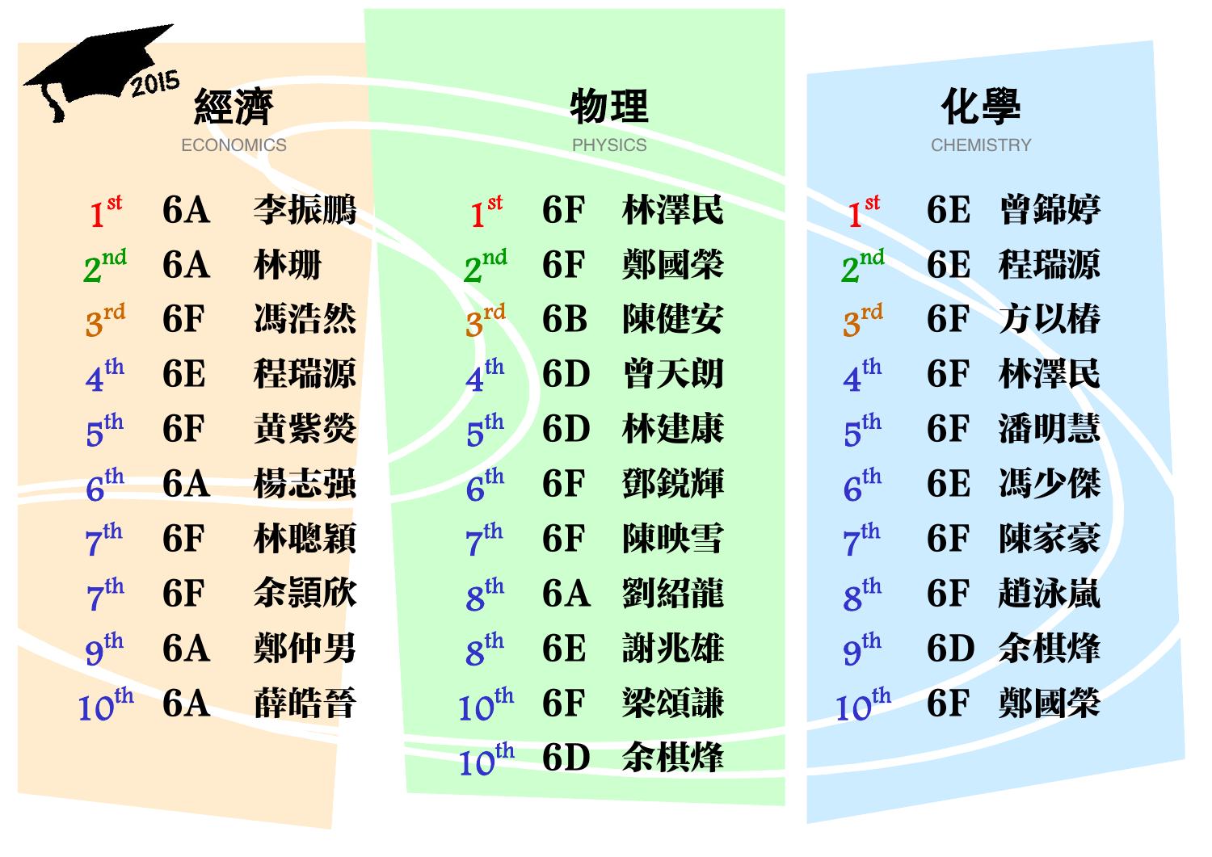2015

## 經濟 ECONOMICS

| 名次 | 班別 | 姓名 |
|---|---|---|
| 1st | 6A | 李振鵬 |
| 2nd | 6A | 林珊 |
| 3rd | 6F | 馮浩然 |
| 4th | 6E | 程瑞源 |
| 5th | 6F | 黃紫熒 |
| 6th | 6A | 楊志强 |
| 7th | 6F | 林聰穎 |
| 7th | 6F | 余顥欣 |
| 9th | 6A | 鄭仲男 |
| 10th | 6A | 薛皓晉 |

## 物理 PHYSICS

| 名次 | 班別 | 姓名 |
|---|---|---|
| 1st | 6F | 林澤民 |
| 2nd | 6F | 鄭國榮 |
| 3rd | 6B | 陳健安 |
| 4th | 6D | 曾天朗 |
| 5th | 6D | 林建康 |
| 6th | 6F | 鄧銳輝 |
| 7th | 6F | 陳映雪 |
| 8th | 6A | 劉紹龍 |
| 8th | 6E | 謝兆雄 |
| 10th | 6F | 梁頌謙 |
| 10th | 6D | 余棋烽 |

## 化學 CHEMISTRY

| 名次 | 班別 | 姓名 |
|---|---|---|
| 1st | 6E | 曾錦婷 |
| 2nd | 6E | 程瑞源 |
| 3rd | 6F | 方以椿 |
| 4th | 6F | 林澤民 |
| 5th | 6F | 潘明慧 |
| 6th | 6E | 馮少傑 |
| 7th | 6F | 陳家豪 |
| 8th | 6F | 趙泳嵐 |
| 9th | 6D | 余棋烽 |
| 10th | 6F | 鄭國榮 |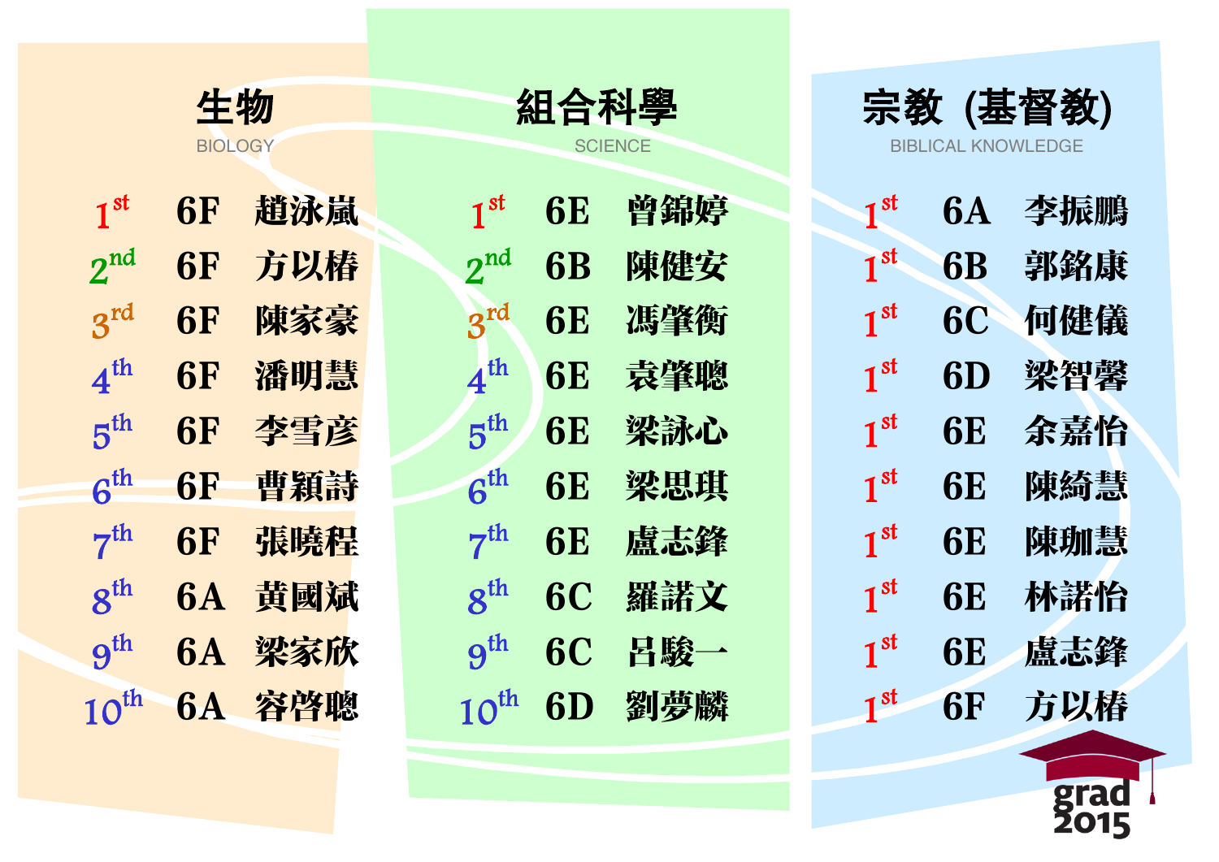## 生物

BIOLOGY

| Rank | Class | Name |
|---|---|---|
| 1st | 6F | 趙泳嵐 |
| 2nd | 6F | 方以椿 |
| 3rd | 6F | 陳家豪 |
| 4th | 6F | 潘明慧 |
| 5th | 6F | 李雪彥 |
| 6th | 6F | 曹穎詩 |
| 7th | 6F | 張曉程 |
| 8th | 6A | 黃國斌 |
| 9th | 6A | 梁家欣 |
| 10th | 6A | 容啓聰 |

## 組合科學

SCIENCE

| Rank | Class | Name |
|---|---|---|
| 1st | 6E | 曾錦婷 |
| 2nd | 6B | 陳健安 |
| 3rd | 6E | 馮肇衡 |
| 4th | 6E | 袁肇聰 |
| 5th | 6E | 梁詠心 |
| 6th | 6E | 梁思琪 |
| 7th | 6E | 盧志鋒 |
| 8th | 6C | 羅諾文 |
| 9th | 6C | 呂駿一 |
| 10th | 6D | 劉夢麟 |

## 宗教 (基督教)

BIBLICAL KNOWLEDGE

| Rank | Class | Name |
|---|---|---|
| 1st | 6A | 李振鵬 |
| 1st | 6B | 郭銘康 |
| 1st | 6C | 何健儀 |
| 1st | 6D | 梁智馨 |
| 1st | 6E | 余嘉怡 |
| 1st | 6E | 陳綺慧 |
| 1st | 6E | 陳珈慧 |
| 1st | 6E | 林諾怡 |
| 1st | 6E | 盧志鋒 |
| 1st | 6F | 方以椿 |

grad 2015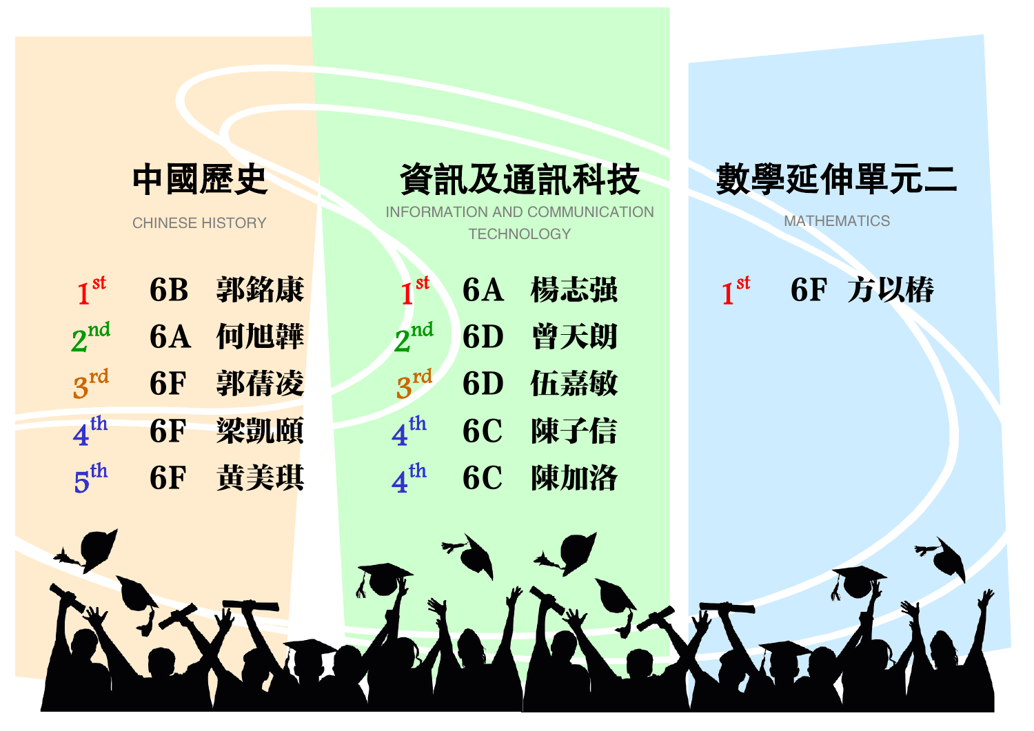## 中國歷史

CHINESE HISTORY

| 名次 | 班別 | 姓名 |
| --- | --- | --- |
| 1st | 6B | 郭銘康 |
| 2nd | 6A | 何旭韡 |
| 3rd | 6F | 郭蒨凌 |
| 4th | 6F | 梁凱頤 |
| 5th | 6F | 黃美琪 |

## 資訊及通訊科技

INFORMATION AND COMMUNICATION TECHNOLOGY

| 名次 | 班別 | 姓名 |
| --- | --- | --- |
| 1st | 6A | 楊志强 |
| 2nd | 6D | 曾天朗 |
| 3rd | 6D | 伍嘉敏 |
| 4th | 6C | 陳子信 |
| 4th | 6C | 陳加洛 |

## 數學延伸單元二

MATHEMATICS

| 名次 | 班別 | 姓名 |
| --- | --- | --- |
| 1st | 6F | 方以椿 |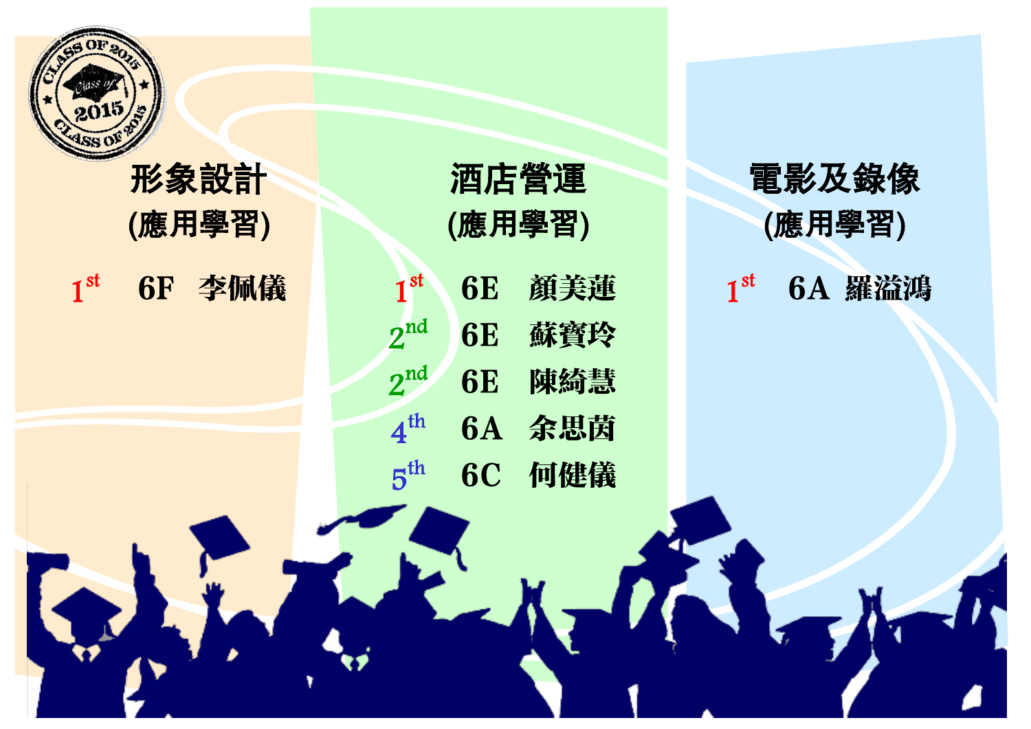## 形象設計
### (應用學習)

1st 6F 李佩儀

## 酒店營運
### (應用學習)

1st 6E 顏美蓮
2nd 6E 蘇寶玲
2nd 6E 陳綺慧
4th 6A 余思茵
5th 6C 何健儀

## 電影及錄像
### (應用學習)

1st 6A 羅溢鴻